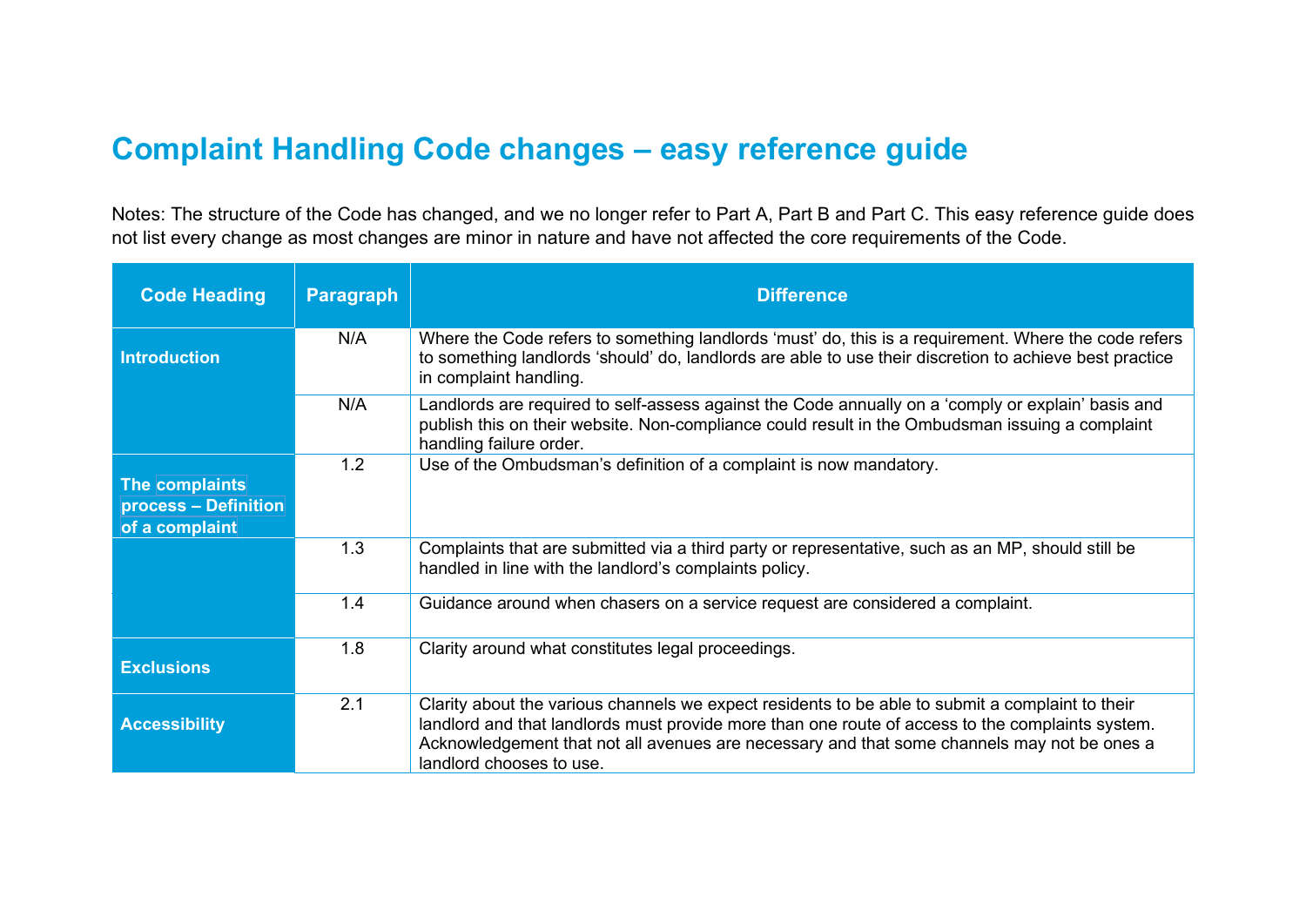# Complaint Handling Code changes – easy reference guide

Notes: The structure of the Code has changed, and we no longer refer to Part A, Part B and Part C. This easy reference guide does not list every change as most changes are minor in nature and have not affected the core requirements of the Code.

| Code Heading | Paragraph | Difference |
|---|---|---|
| **Introduction** | N/A | Where the Code refers to something landlords 'must' do, this is a requirement. Where the code refers to something landlords 'should' do, landlords are able to use their discretion to achieve best practice in complaint handling. |
| | N/A | Landlords are required to self-assess against the Code annually on a 'comply or explain' basis and publish this on their website. Non-compliance could result in the Ombudsman issuing a complaint handling failure order. |
| **The complaints process – Definition of a complaint** | 1.2 | Use of the Ombudsman's definition of a complaint is now mandatory. |
| | 1.3 | Complaints that are submitted via a third party or representative, such as an MP, should still be handled in line with the landlord's complaints policy. |
| | 1.4 | Guidance around when chasers on a service request are considered a complaint. |
| **Exclusions** | 1.8 | Clarity around what constitutes legal proceedings. |
| **Accessibility** | 2.1 | Clarity about the various channels we expect residents to be able to submit a complaint to their landlord and that landlords must provide more than one route of access to the complaints system. Acknowledgement that not all avenues are necessary and that some channels may not be ones a landlord chooses to use. |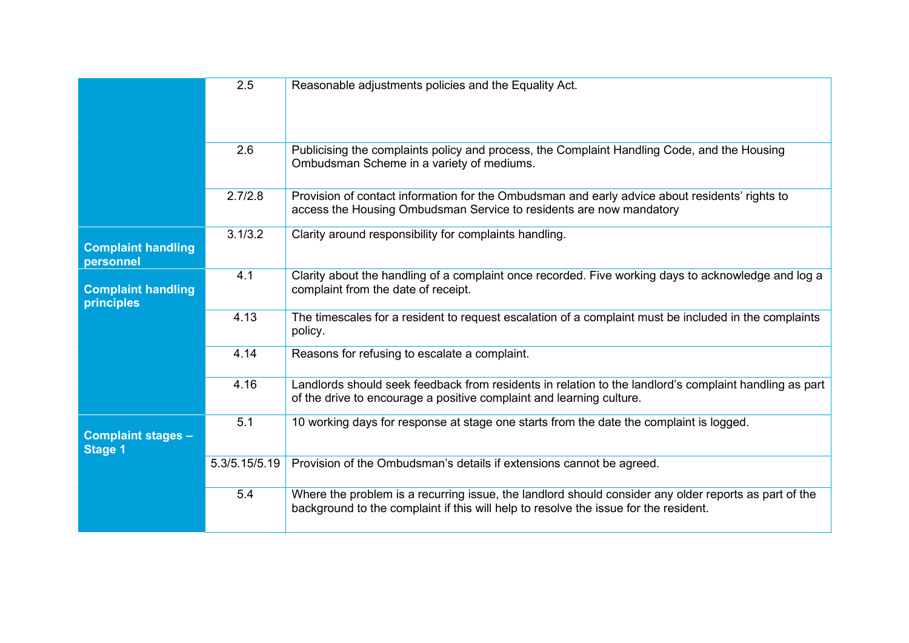| | | |
|---|---|---|
| | 2.5 | Reasonable adjustments policies and the Equality Act. |
| | 2.6 | Publicising the complaints policy and process, the Complaint Handling Code, and the Housing Ombudsman Scheme in a variety of mediums. |
| | 2.7/2.8 | Provision of contact information for the Ombudsman and early advice about residents' rights to access the Housing Ombudsman Service to residents are now mandatory |
| **Complaint handling personnel** | 3.1/3.2 | Clarity around responsibility for complaints handling. |
| **Complaint handling principles** | 4.1 | Clarity about the handling of a complaint once recorded. Five working days to acknowledge and log a complaint from the date of receipt. |
| | 4.13 | The timescales for a resident to request escalation of a complaint must be included in the complaints policy. |
| | 4.14 | Reasons for refusing to escalate a complaint. |
| | 4.16 | Landlords should seek feedback from residents in relation to the landlord's complaint handling as part of the drive to encourage a positive complaint and learning culture. |
| **Complaint stages – Stage 1** | 5.1 | 10 working days for response at stage one starts from the date the complaint is logged. |
| | 5.3/5.15/5.19 | Provision of the Ombudsman's details if extensions cannot be agreed. |
| | 5.4 | Where the problem is a recurring issue, the landlord should consider any older reports as part of the background to the complaint if this will help to resolve the issue for the resident. |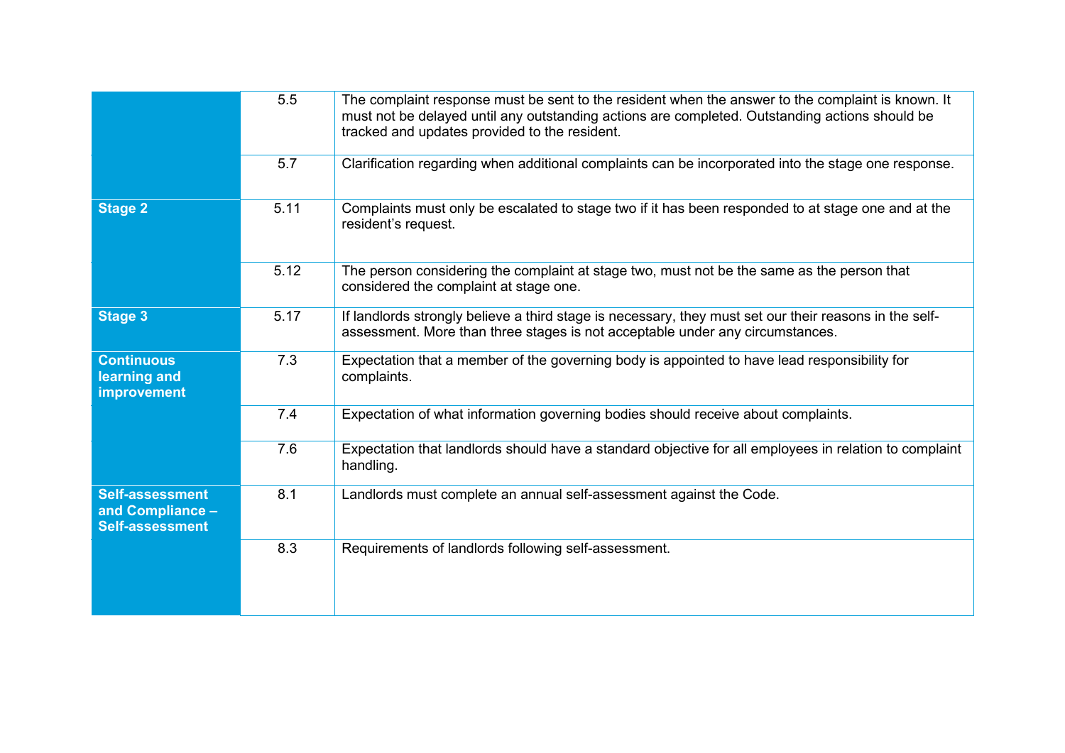| | | |
|---|---|---|
| | 5.5 | The complaint response must be sent to the resident when the answer to the complaint is known. It must not be delayed until any outstanding actions are completed. Outstanding actions should be tracked and updates provided to the resident. |
| | 5.7 | Clarification regarding when additional complaints can be incorporated into the stage one response. |
| **Stage 2** | 5.11 | Complaints must only be escalated to stage two if it has been responded to at stage one and at the resident's request. |
| | 5.12 | The person considering the complaint at stage two, must not be the same as the person that considered the complaint at stage one. |
| **Stage 3** | 5.17 | If landlords strongly believe a third stage is necessary, they must set our their reasons in the self-assessment. More than three stages is not acceptable under any circumstances. |
| **Continuous learning and improvement** | 7.3 | Expectation that a member of the governing body is appointed to have lead responsibility for complaints. |
| | 7.4 | Expectation of what information governing bodies should receive about complaints. |
| | 7.6 | Expectation that landlords should have a standard objective for all employees in relation to complaint handling. |
| **Self-assessment and Compliance – Self-assessment** | 8.1 | Landlords must complete an annual self-assessment against the Code. |
| | 8.3 | Requirements of landlords following self-assessment. |